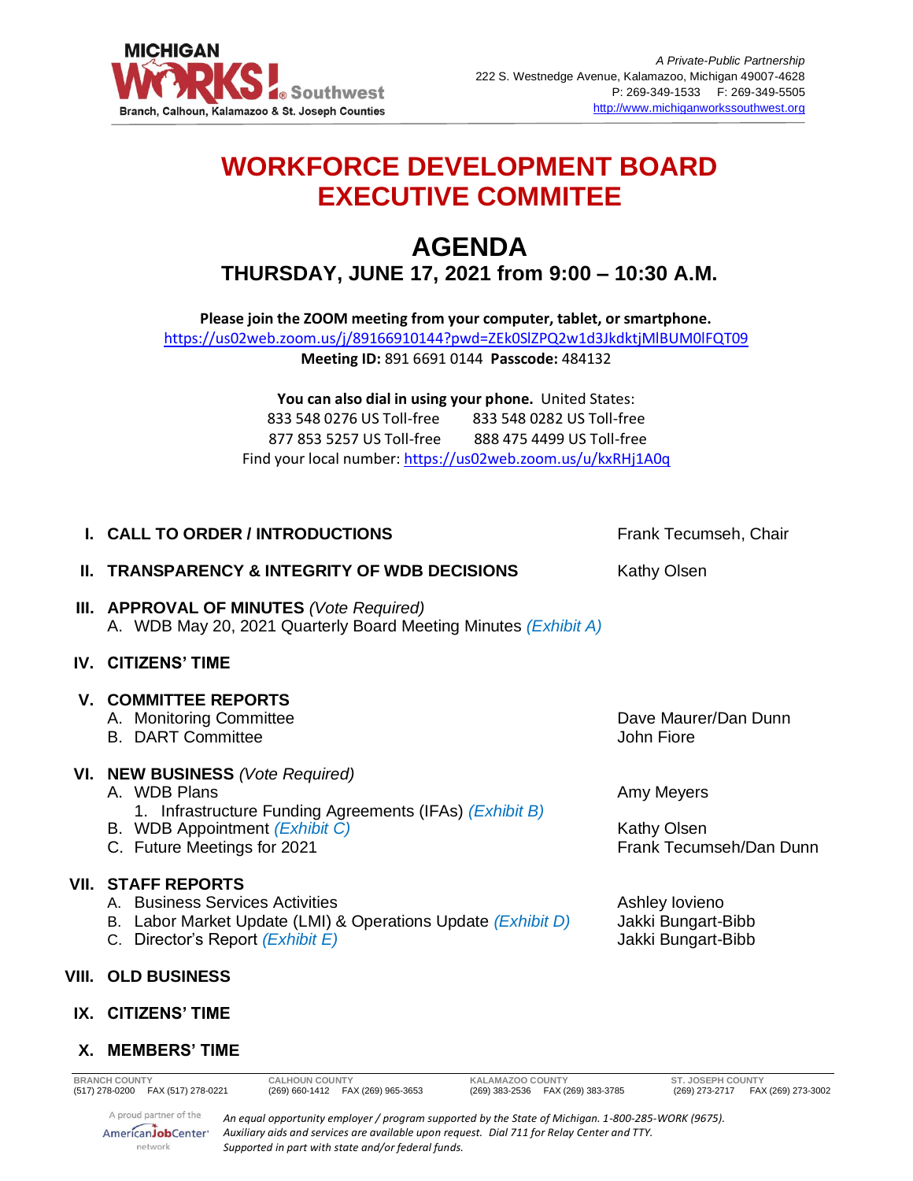MICHIGAN WORKS! Southwest
Branch, Calhoun, Kalamazoo & St. Joseph Counties

*A Private-Public Partnership*
222 S. Westnedge Avenue, Kalamazoo, Michigan 49007-4628
P: 269-349-1533 F: 269-349-5505
http://www.michiganworkssouthwest.org

# WORKFORCE DEVELOPMENT BOARD EXECUTIVE COMMITEE

# AGENDA

## THURSDAY, JUNE 17, 2021 from 9:00 – 10:30 A.M.

**Please join the ZOOM meeting from your computer, tablet, or smartphone.**
https://us02web.zoom.us/j/89166910144?pwd=ZEk0SlZPQ2w1d3JkdktjMlBUM0lFQT09
**Meeting ID:** 891 6691 0144 **Passcode:** 484132

**You can also dial in using your phone.** United States:
833 548 0276 US Toll-free 833 548 0282 US Toll-free
877 853 5257 US Toll-free 888 475 4499 US Toll-free
Find your local number: https://us02web.zoom.us/u/kxRHj1A0q

**I. CALL TO ORDER / INTRODUCTIONS** — Frank Tecumseh, Chair

**II. TRANSPARENCY & INTEGRITY OF WDB DECISIONS** — Kathy Olsen

**III. APPROVAL OF MINUTES** *(Vote Required)*
- A. WDB May 20, 2021 Quarterly Board Meeting Minutes *(Exhibit A)*

**IV. CITIZENS' TIME**

**V. COMMITTEE REPORTS**
- A. Monitoring Committee — Dave Maurer/Dan Dunn
- B. DART Committee — John Fiore

**VI. NEW BUSINESS** *(Vote Required)*
- A. WDB Plans — Amy Meyers
  1. Infrastructure Funding Agreements (IFAs) *(Exhibit B)*
- B. WDB Appointment *(Exhibit C)* — Kathy Olsen
- C. Future Meetings for 2021 — Frank Tecumseh/Dan Dunn

**VII. STAFF REPORTS**
- A. Business Services Activities — Ashley Iovieno
- B. Labor Market Update (LMI) & Operations Update *(Exhibit D)* — Jakki Bungart-Bibb
- C. Director's Report *(Exhibit E)* — Jakki Bungart-Bibb

**VIII. OLD BUSINESS**

**IX. CITIZENS' TIME**

**X. MEMBERS' TIME**

| BRANCH COUNTY | CALHOUN COUNTY | KALAMAZOO COUNTY | ST. JOSEPH COUNTY |
|---|---|---|---|
| (517) 278-0200 FAX (517) 278-0221 | (269) 660-1412 FAX (269) 965-3653 | (269) 383-2536 FAX (269) 383-3785 | (269) 273-2717 FAX (269) 273-3002 |

A proud partner of the AmericanJobCenter network

*An equal opportunity employer / program supported by the State of Michigan. 1-800-285-WORK (9675). Auxiliary aids and services are available upon request. Dial 711 for Relay Center and TTY. Supported in part with state and/or federal funds.*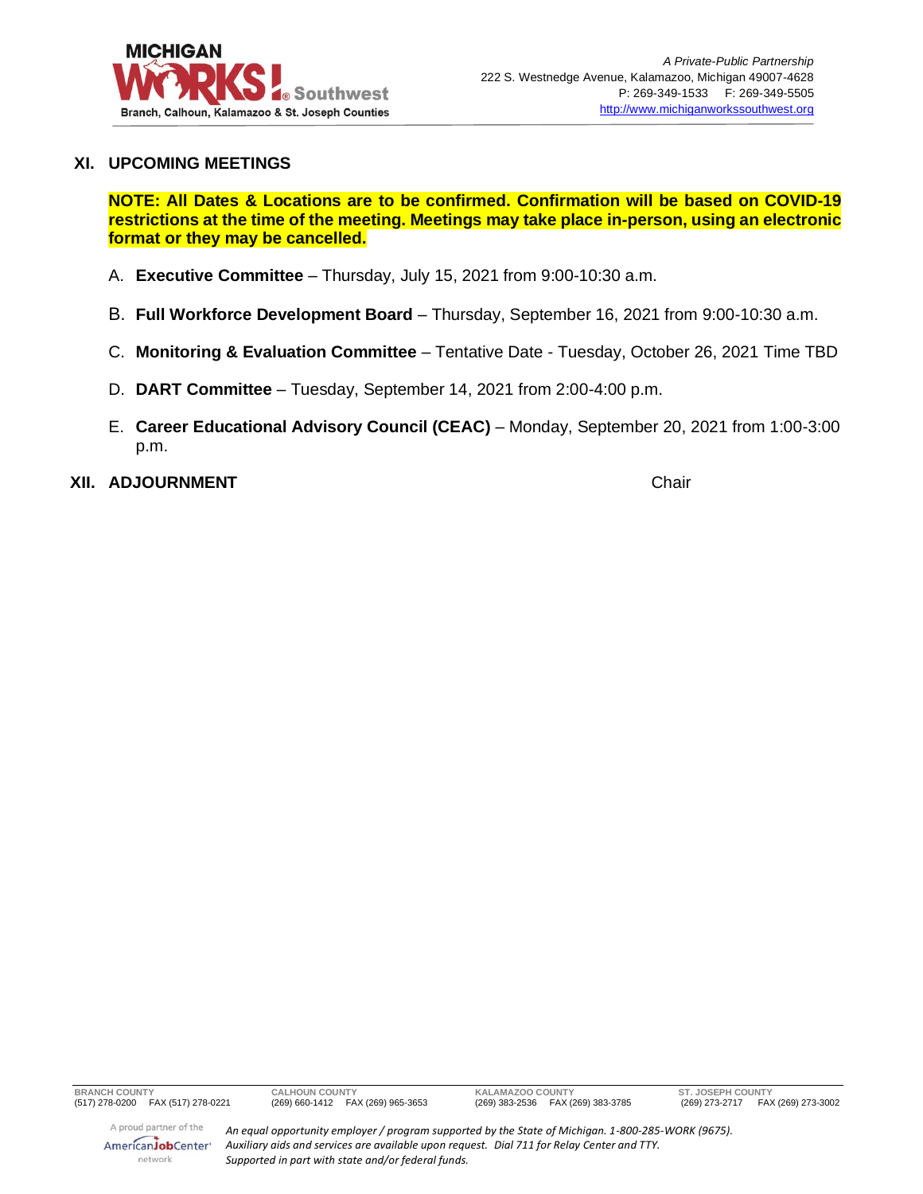## XI. UPCOMING MEETINGS

**NOTE: All Dates & Locations are to be confirmed. Confirmation will be based on COVID-19 restrictions at the time of the meeting. Meetings may take place in-person, using an electronic format or they may be cancelled.**

A. **Executive Committee** – Thursday, July 15, 2021 from 9:00-10:30 a.m.

B. **Full Workforce Development Board** – Thursday, September 16, 2021 from 9:00-10:30 a.m.

C. **Monitoring & Evaluation Committee** – Tentative Date - Tuesday, October 26, 2021 Time TBD

D. **DART Committee** – Tuesday, September 14, 2021 from 2:00-4:00 p.m.

E. **Career Educational Advisory Council (CEAC)** – Monday, September 20, 2021 from 1:00-3:00 p.m.

## XII. ADJOURNMENT

Chair